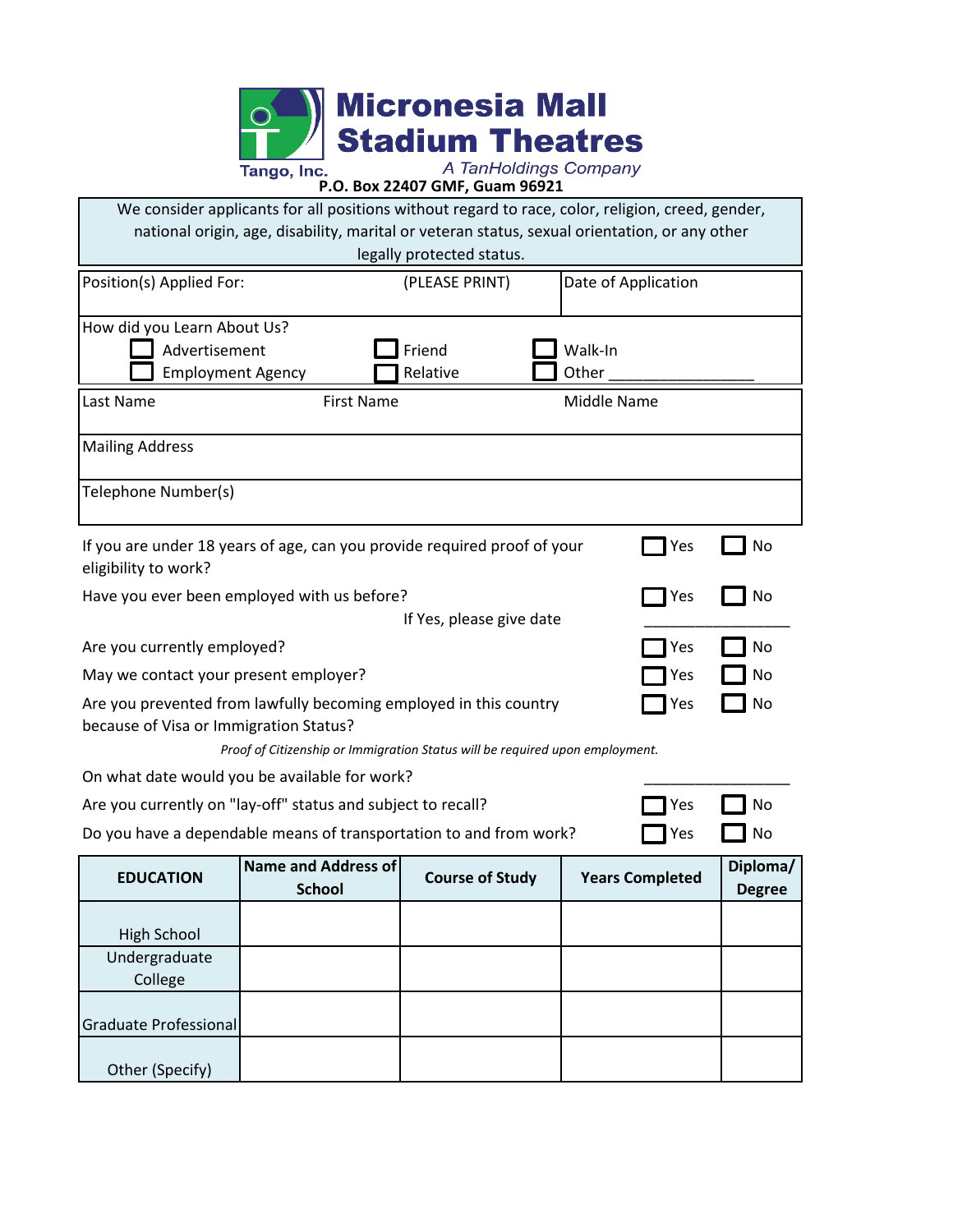# Micronesia Mall Stadium Theatres

Tango, Inc. — *A TanHoldings Company*

**P.O. Box 22407 GMF, Guam 96921**

We consider applicants for all positions without regard to race, color, religion, creed, gender, national origin, age, disability, marital or veteran status, sexual orientation, or any other legally protected status.

| Position(s) Applied For: (PLEASE PRINT) | Date of Application |
|---|---|
| | |

How did you Learn About Us?

- ☐ Advertisement ☐ Friend ☐ Walk-In
- ☐ Employment Agency ☐ Relative ☐ Other ________________

| Last Name | First Name | Middle Name |
|---|---|---|
| | | |

Mailing Address

Telephone Number(s)

| Question | | |
|---|---|---|
| If you are under 18 years of age, can you provide required proof of your eligibility to work? | ☐ Yes | ☐ No |
| Have you ever been employed with us before? | ☐ Yes | ☐ No |
| If Yes, please give date | __________________ | |
| Are you currently employed? | ☐ Yes | ☐ No |
| May we contact your present employer? | ☐ Yes | ☐ No |
| Are you prevented from lawfully becoming employed in this country because of Visa or Immigration Status? | ☐ Yes | ☐ No |

*Proof of Citizenship or Immigration Status will be required upon employment.*

| Question | | |
|---|---|---|
| On what date would you be available for work? | __________________ | |
| Are you currently on "lay-off" status and subject to recall? | ☐ Yes | ☐ No |
| Do you have a dependable means of transportation to and from work? | ☐ Yes | ☐ No |

| EDUCATION | Name and Address of School | Course of Study | Years Completed | Diploma/ Degree |
|---|---|---|---|---|
| High School | | | | |
| Undergraduate College | | | | |
| Graduate Professional | | | | |
| Other (Specify) | | | | |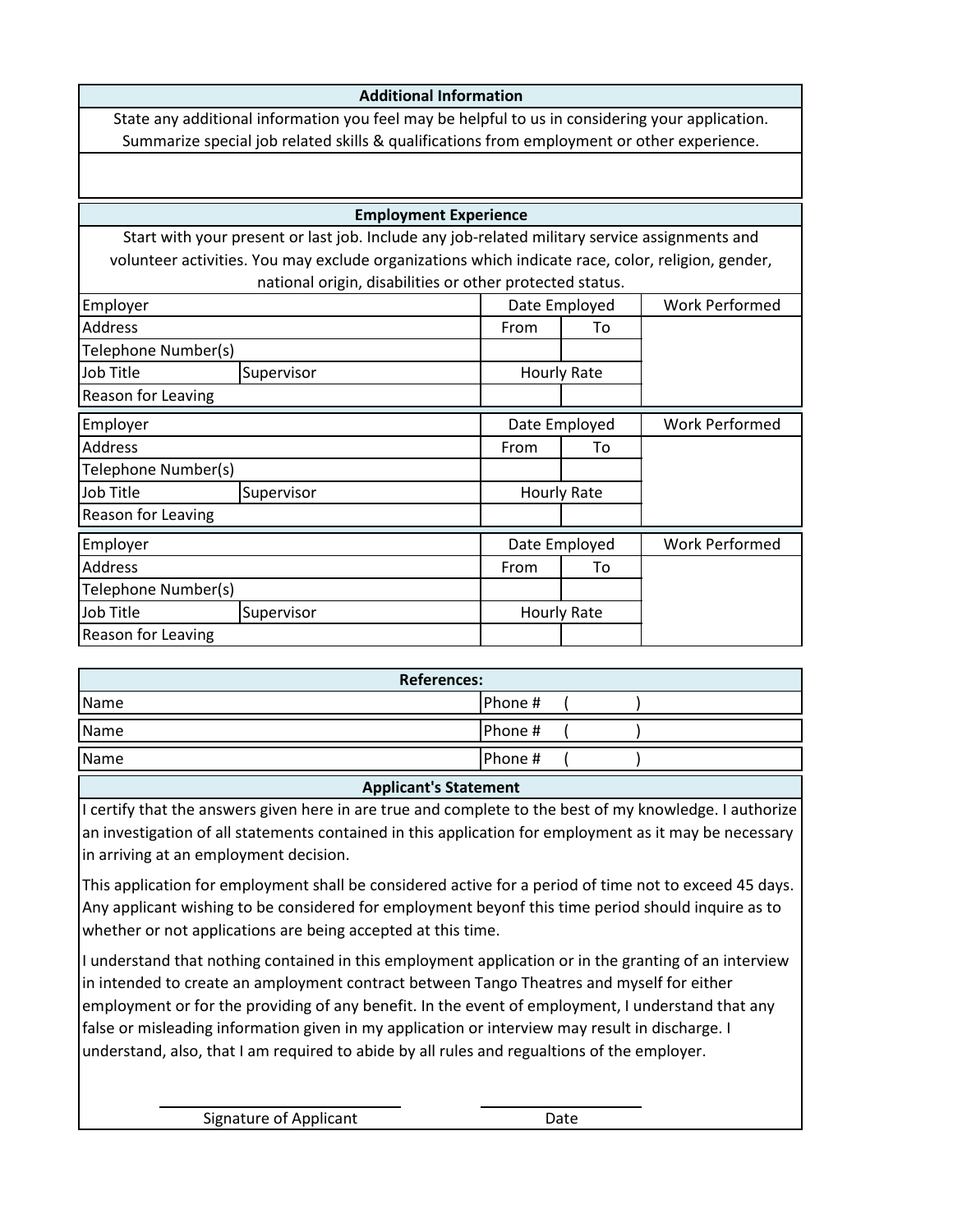## Additional Information

State any additional information you feel may be helpful to us in considering your application. Summarize special job related skills & qualifications from employment or other experience.

## Employment Experience

Start with your present or last job. Include any job-related military service assignments and volunteer activities. You may exclude organizations which indicate race, color, religion, gender, national origin, disabilities or other protected status.

| Employer | | Date Employed | | Work Performed |
|---|---|---|---|---|
| Address | | From | To | |
| Telephone Number(s) | | | | |
| Job Title | Supervisor | Hourly Rate | | |
| Reason for Leaving | | | | |

| Employer | | Date Employed | | Work Performed |
|---|---|---|---|---|
| Address | | From | To | |
| Telephone Number(s) | | | | |
| Job Title | Supervisor | Hourly Rate | | |
| Reason for Leaving | | | | |

| Employer | | Date Employed | | Work Performed |
|---|---|---|---|---|
| Address | | From | To | |
| Telephone Number(s) | | | | |
| Job Title | Supervisor | Hourly Rate | | |
| Reason for Leaving | | | | |

## References:

| | |
|---|---|
| Name | Phone # ( ) |
| Name | Phone # ( ) |
| Name | Phone # ( ) |

## Applicant's Statement

I certify that the answers given here in are true and complete to the best of my knowledge. I authorize an investigation of all statements contained in this application for employment as it may be necessary in arriving at an employment decision.

This application for employment shall be considered active for a period of time not to exceed 45 days. Any applicant wishing to be considered for employment beyonf this time period should inquire as to whether or not applications are being accepted at this time.

I understand that nothing contained in this employment application or in the granting of an interview in intended to create an amployment contract between Tango Theatres and myself for either employment or for the providing of any benefit. In the event of employment, I understand that any false or misleading information given in my application or interview may result in discharge. I understand, also, that I am required to abide by all rules and regualtions of the employer.

Signature of Applicant ______________________ Date ______________